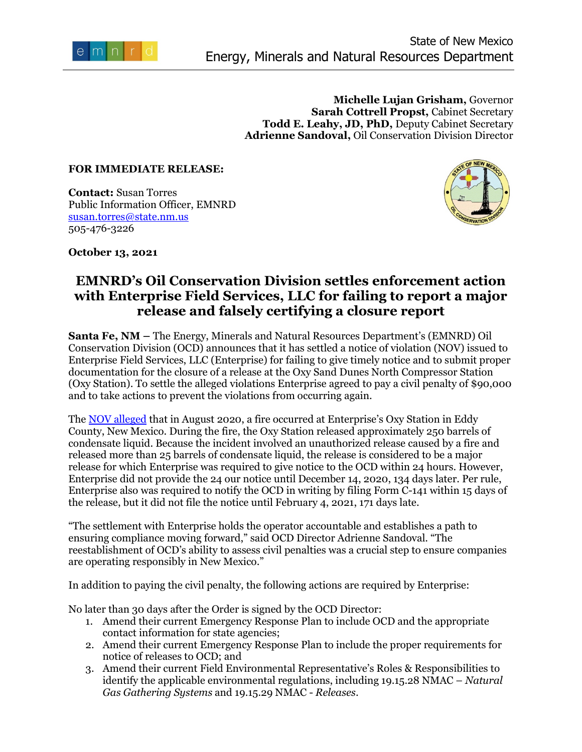State of New Mexico
Energy, Minerals and Natural Resources Department

**Michelle Lujan Grisham,** Governor
**Sarah Cottrell Propst,** Cabinet Secretary
**Todd E. Leahy, JD, PhD,** Deputy Cabinet Secretary
**Adrienne Sandoval,** Oil Conservation Division Director

**FOR IMMEDIATE RELEASE:**

**Contact:** Susan Torres
Public Information Officer, EMNRD
susan.torres@state.nm.us
505-476-3226

**October 13, 2021**

# EMNRD's Oil Conservation Division settles enforcement action with Enterprise Field Services, LLC for failing to report a major release and falsely certifying a closure report

**Santa Fe, NM –** The Energy, Minerals and Natural Resources Department's (EMNRD) Oil Conservation Division (OCD) announces that it has settled a notice of violation (NOV) issued to Enterprise Field Services, LLC (Enterprise) for failing to give timely notice and to submit proper documentation for the closure of a release at the Oxy Sand Dunes North Compressor Station (Oxy Station). To settle the alleged violations Enterprise agreed to pay a civil penalty of $90,000 and to take actions to prevent the violations from occurring again.

The NOV alleged that in August 2020, a fire occurred at Enterprise's Oxy Station in Eddy County, New Mexico. During the fire, the Oxy Station released approximately 250 barrels of condensate liquid. Because the incident involved an unauthorized release caused by a fire and released more than 25 barrels of condensate liquid, the release is considered to be a major release for which Enterprise was required to give notice to the OCD within 24 hours. However, Enterprise did not provide the 24 our notice until December 14, 2020, 134 days later. Per rule, Enterprise also was required to notify the OCD in writing by filing Form C-141 within 15 days of the release, but it did not file the notice until February 4, 2021, 171 days late.

"The settlement with Enterprise holds the operator accountable and establishes a path to ensuring compliance moving forward," said OCD Director Adrienne Sandoval. "The reestablishment of OCD's ability to assess civil penalties was a crucial step to ensure companies are operating responsibly in New Mexico."

In addition to paying the civil penalty, the following actions are required by Enterprise:

No later than 30 days after the Order is signed by the OCD Director:

1. Amend their current Emergency Response Plan to include OCD and the appropriate contact information for state agencies;
2. Amend their current Emergency Response Plan to include the proper requirements for notice of releases to OCD; and
3. Amend their current Field Environmental Representative's Roles & Responsibilities to identify the applicable environmental regulations, including 19.15.28 NMAC – *Natural Gas Gathering Systems* and 19.15.29 NMAC - *Releases*.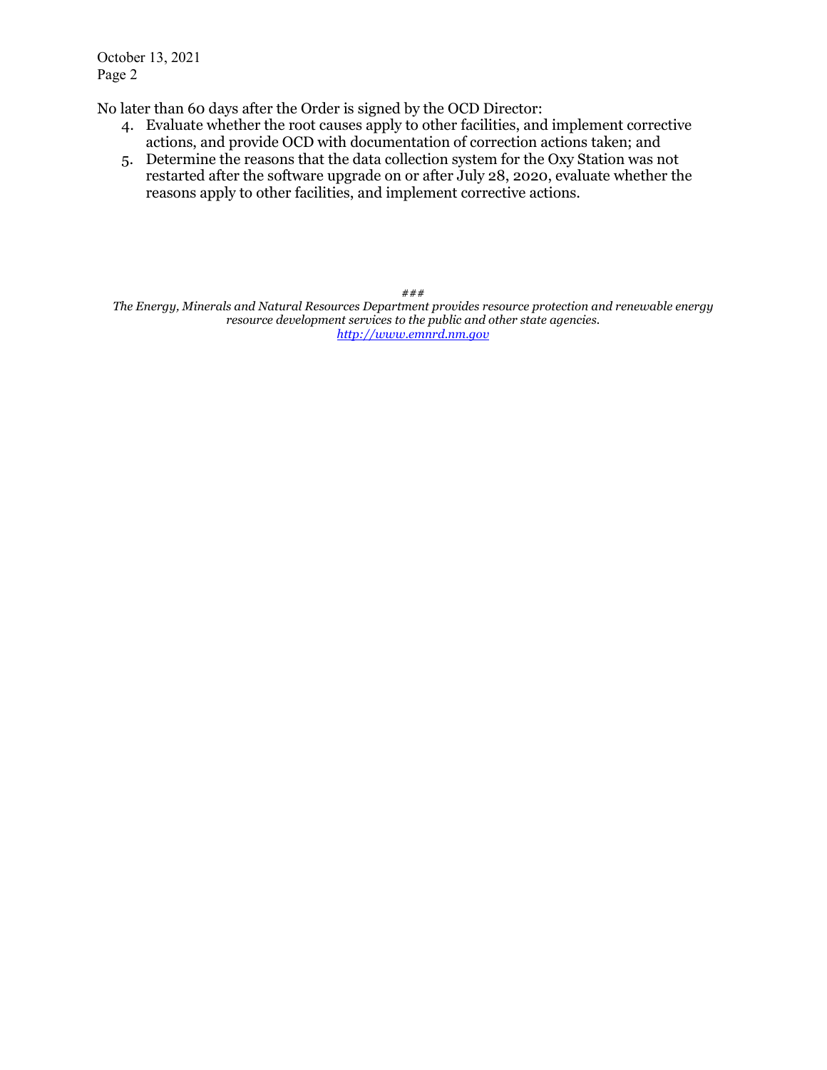No later than 60 days after the Order is signed by the OCD Director:

4. Evaluate whether the root causes apply to other facilities, and implement corrective actions, and provide OCD with documentation of correction actions taken; and
5. Determine the reasons that the data collection system for the Oxy Station was not restarted after the software upgrade on or after July 28, 2020, evaluate whether the reasons apply to other facilities, and implement corrective actions.

*###*

*The Energy, Minerals and Natural Resources Department provides resource protection and renewable energy resource development services to the public and other state agencies.*

*[http://www.emnrd.nm.gov](http://www.emnrd.nm.gov)*